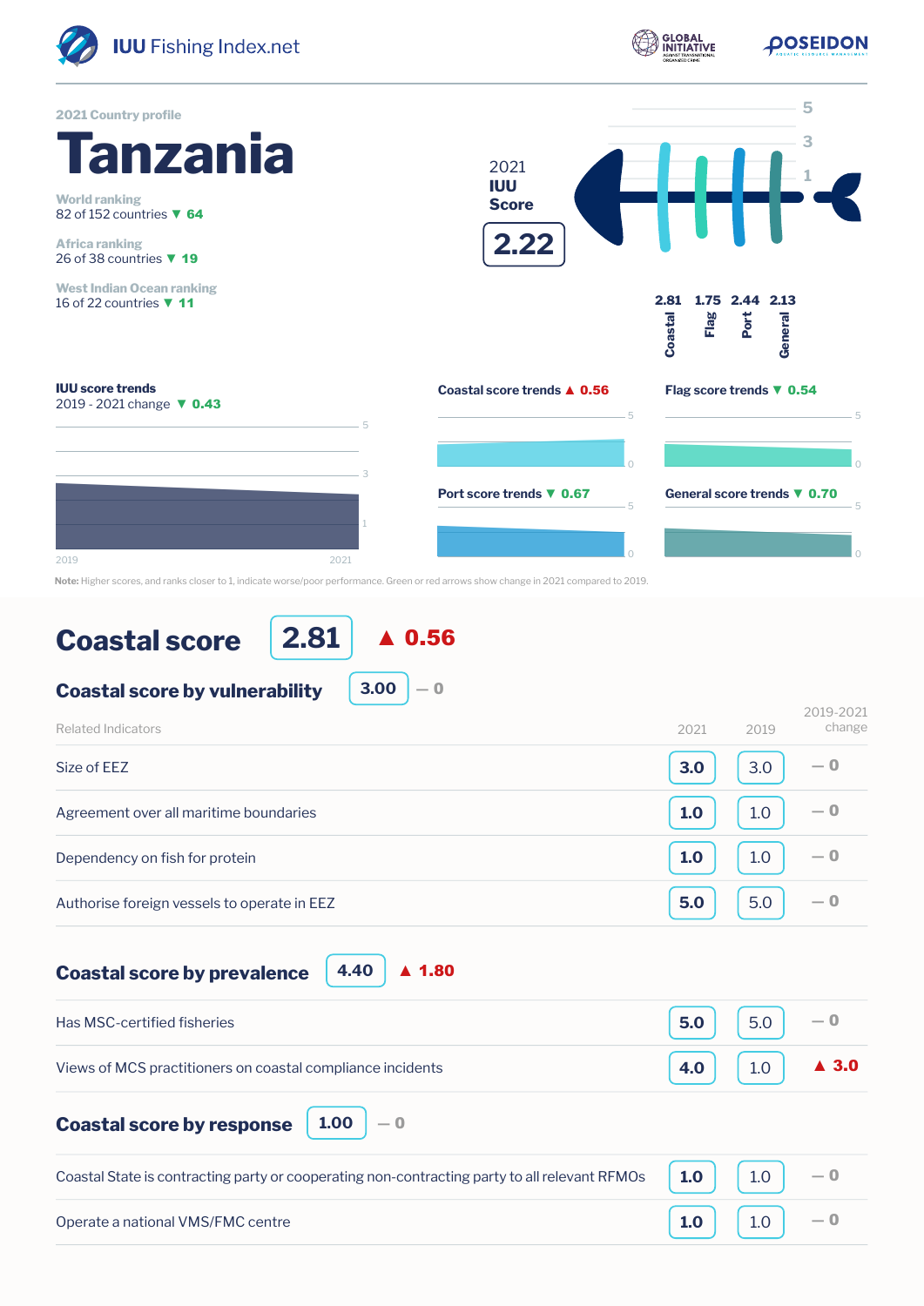IUU Fishing Index.net

GLOBAL INITIATIVE AGAINST TRANSNATIONAL ORGANIZED CRIME

POSEIDON AQUATIC RESOURCE MANAGEMENT

2021 Country profile

# Tanzania

World ranking
82 of 152 countries ▼ 64

Africa ranking
26 of 38 countries ▼ 19

West Indian Ocean ranking
16 of 22 countries ▼ 11

2021 IUU Score

**2.22**

| Coastal | Flag | Port | General |
|---|---|---|---|
| 2.81 | 1.75 | 2.44 | 2.13 |

**IUU score trends**
2019 - 2021 change ▼ 0.43

**Coastal score trends** ▲ 0.56

**Flag score trends** ▼ 0.54

**Port score trends** ▼ 0.67

**General score trends** ▼ 0.70

**Note:** Higher scores, and ranks closer to 1, indicate worse/poor performance. Green or red arrows show change in 2021 compared to 2019.

## Coastal score 2.81 ▲ 0.56

### Coastal score by vulnerability 3.00 — 0

| Related Indicators | 2021 | 2019 | 2019-2021 change |
|---|---|---|---|
| Size of EEZ | 3.0 | 3.0 | — 0 |
| Agreement over all maritime boundaries | 1.0 | 1.0 | — 0 |
| Dependency on fish for protein | 1.0 | 1.0 | — 0 |
| Authorise foreign vessels to operate in EEZ | 5.0 | 5.0 | — 0 |

### Coastal score by prevalence 4.40 ▲ 1.80

| Related Indicators | 2021 | 2019 | 2019-2021 change |
|---|---|---|---|
| Has MSC-certified fisheries | 5.0 | 5.0 | — 0 |
| Views of MCS practitioners on coastal compliance incidents | 4.0 | 1.0 | ▲ 3.0 |

### Coastal score by response 1.00 — 0

| Related Indicators | 2021 | 2019 | 2019-2021 change |
|---|---|---|---|
| Coastal State is contracting party or cooperating non-contracting party to all relevant RFMOs | 1.0 | 1.0 | — 0 |
| Operate a national VMS/FMC centre | 1.0 | 1.0 | — 0 |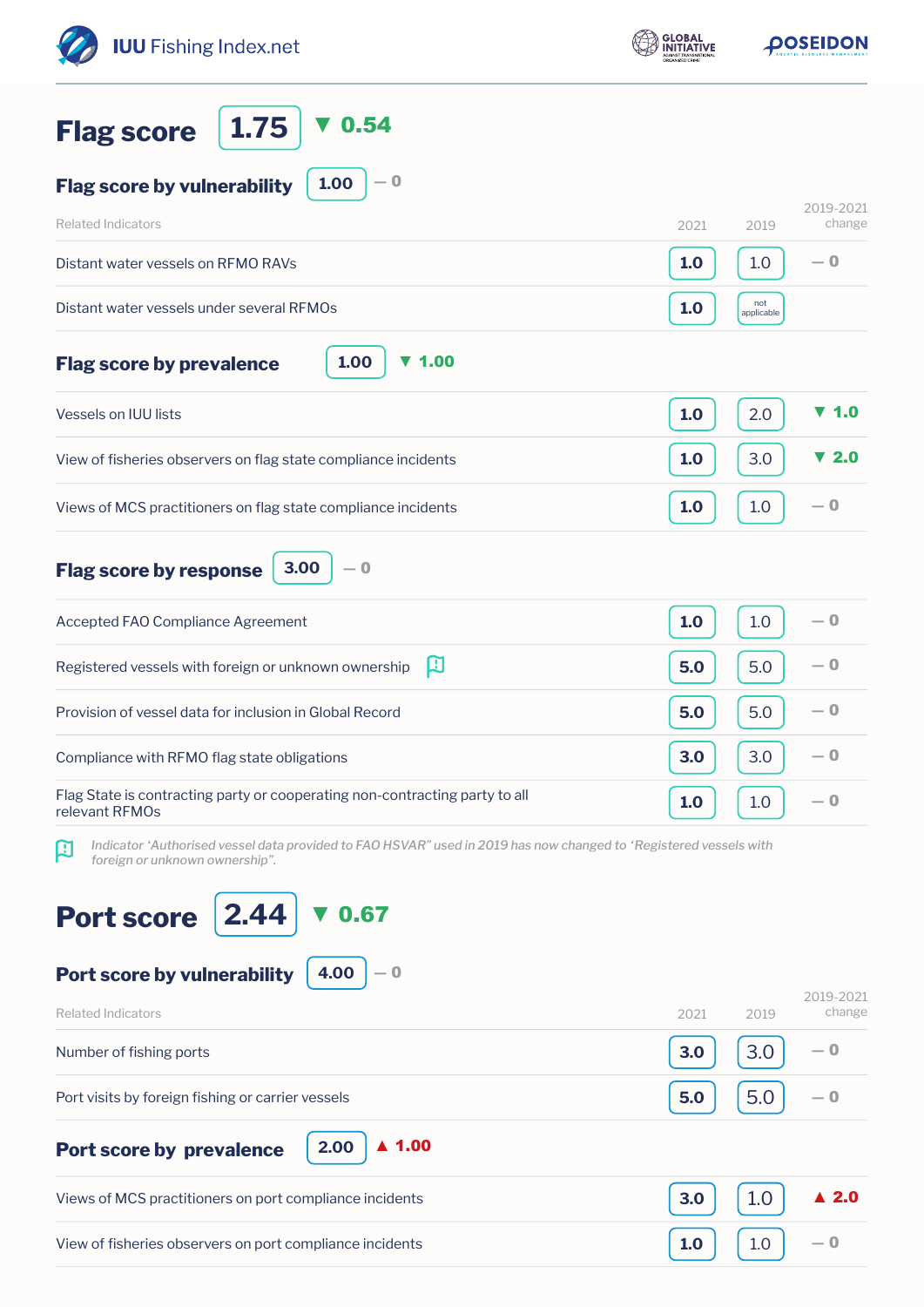## Flag score 1.75 ▼ 0.54

### Flag score by vulnerability 1.00 — 0

| Related Indicators | 2021 | 2019 | 2019-2021 change |
|---|---|---|---|
| Distant water vessels on RFMO RAVs | 1.0 | 1.0 | — 0 |
| Distant water vessels under several RFMOs | 1.0 | not applicable | |

### Flag score by prevalence 1.00 ▼ 1.00

| Related Indicators | 2021 | 2019 | 2019-2021 change |
|---|---|---|---|
| Vessels on IUU lists | 1.0 | 2.0 | ▼ 1.0 |
| View of fisheries observers on flag state compliance incidents | 1.0 | 3.0 | ▼ 2.0 |
| Views of MCS practitioners on flag state compliance incidents | 1.0 | 1.0 | — 0 |

### Flag score by response 3.00 — 0

| Related Indicators | 2021 | 2019 | 2019-2021 change |
|---|---|---|---|
| Accepted FAO Compliance Agreement | 1.0 | 1.0 | — 0 |
| Registered vessels with foreign or unknown ownership | 5.0 | 5.0 | — 0 |
| Provision of vessel data for inclusion in Global Record | 5.0 | 5.0 | — 0 |
| Compliance with RFMO flag state obligations | 3.0 | 3.0 | — 0 |
| Flag State is contracting party or cooperating non-contracting party to all relevant RFMOs | 1.0 | 1.0 | — 0 |

*Indicator 'Authorised vessel data provided to FAO HSVAR" used in 2019 has now changed to 'Registered vessels with foreign or unknown ownership".*

## Port score 2.44 ▼ 0.67

### Port score by vulnerability 4.00 — 0

| Related Indicators | 2021 | 2019 | 2019-2021 change |
|---|---|---|---|
| Number of fishing ports | 3.0 | 3.0 | — 0 |
| Port visits by foreign fishing or carrier vessels | 5.0 | 5.0 | — 0 |

### Port score by prevalence 2.00 ▲ 1.00

| Related Indicators | 2021 | 2019 | 2019-2021 change |
|---|---|---|---|
| Views of MCS practitioners on port compliance incidents | 3.0 | 1.0 | ▲ 2.0 |
| View of fisheries observers on port compliance incidents | 1.0 | 1.0 | — 0 |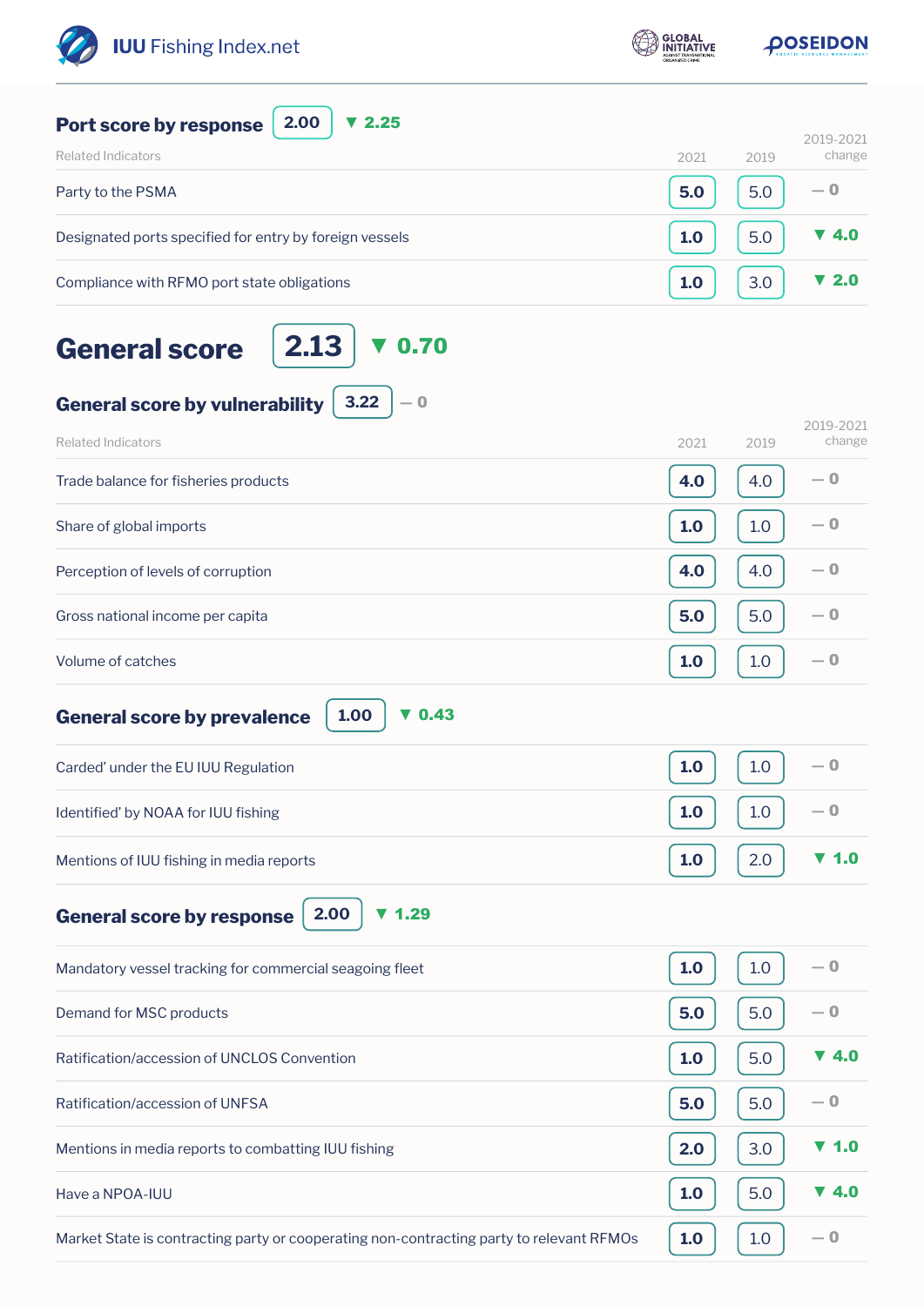## Port score by response 2.00 ▼ 2.25

| Related Indicators | 2021 | 2019 | 2019-2021 change |
|---|---|---|---|
| Party to the PSMA | 5.0 | 5.0 | — 0 |
| Designated ports specified for entry by foreign vessels | 1.0 | 5.0 | ▼ 4.0 |
| Compliance with RFMO port state obligations | 1.0 | 3.0 | ▼ 2.0 |

# General score 2.13 ▼ 0.70

## General score by vulnerability 3.22 — 0

| Related Indicators | 2021 | 2019 | 2019-2021 change |
|---|---|---|---|
| Trade balance for fisheries products | 4.0 | 4.0 | — 0 |
| Share of global imports | 1.0 | 1.0 | — 0 |
| Perception of levels of corruption | 4.0 | 4.0 | — 0 |
| Gross national income per capita | 5.0 | 5.0 | — 0 |
| Volume of catches | 1.0 | 1.0 | — 0 |

## General score by prevalence 1.00 ▼ 0.43

| | 2021 | 2019 | 2019-2021 change |
|---|---|---|---|
| Carded' under the EU IUU Regulation | 1.0 | 1.0 | — 0 |
| Identified' by NOAA for IUU fishing | 1.0 | 1.0 | — 0 |
| Mentions of IUU fishing in media reports | 1.0 | 2.0 | ▼ 1.0 |

## General score by response 2.00 ▼ 1.29

| | 2021 | 2019 | 2019-2021 change |
|---|---|---|---|
| Mandatory vessel tracking for commercial seagoing fleet | 1.0 | 1.0 | — 0 |
| Demand for MSC products | 5.0 | 5.0 | — 0 |
| Ratification/accession of UNCLOS Convention | 1.0 | 5.0 | ▼ 4.0 |
| Ratification/accession of UNFSA | 5.0 | 5.0 | — 0 |
| Mentions in media reports to combatting IUU fishing | 2.0 | 3.0 | ▼ 1.0 |
| Have a NPOA-IUU | 1.0 | 5.0 | ▼ 4.0 |
| Market State is contracting party or cooperating non-contracting party to relevant RFMOs | 1.0 | 1.0 | — 0 |